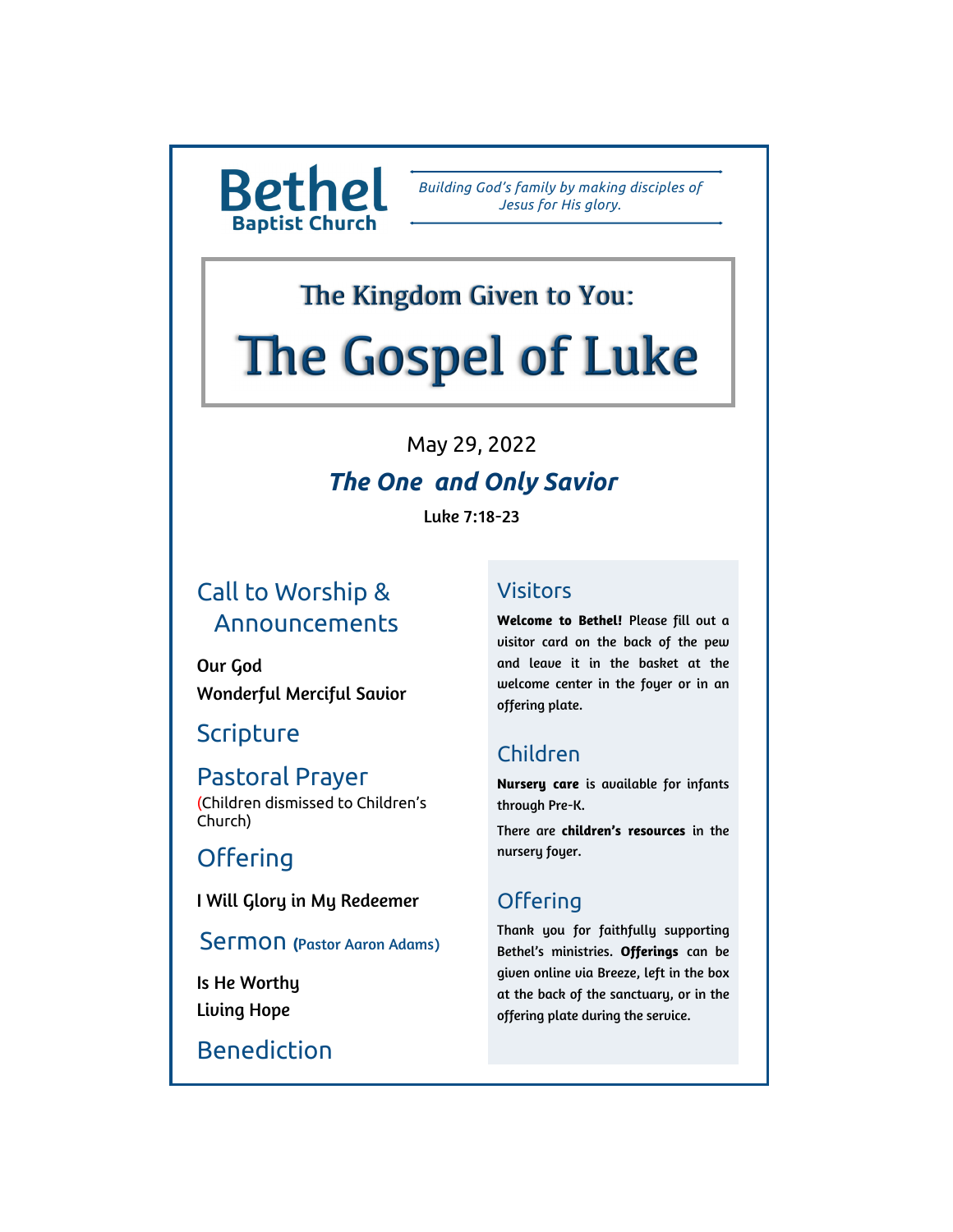# Bethel
**Baptist Church**

*Building God's family by making disciples of Jesus for His glory.*

## The Kingdom Given to You:

# The Gospel of Luke

May 29, 2022

***The One and Only Savior***

**Luke 7:18-23**

## Call to Worship & Announcements

Our God

Wonderful Merciful Savior

## Scripture

## Pastoral Prayer

(Children dismissed to Children's Church)

## Offering

I Will Glory in My Redeemer

## Sermon (Pastor Aaron Adams)

Is He Worthy

Living Hope

## Benediction

## Visitors

**Welcome to Bethel!** Please fill out a visitor card on the back of the pew and leave it in the basket at the welcome center in the foyer or in an offering plate.

## Children

**Nursery care** is available for infants through Pre-K.

There are **children's resources** in the nursery foyer.

## Offering

Thank you for faithfully supporting Bethel's ministries. **Offerings** can be given online via Breeze, left in the box at the back of the sanctuary, or in the offering plate during the service.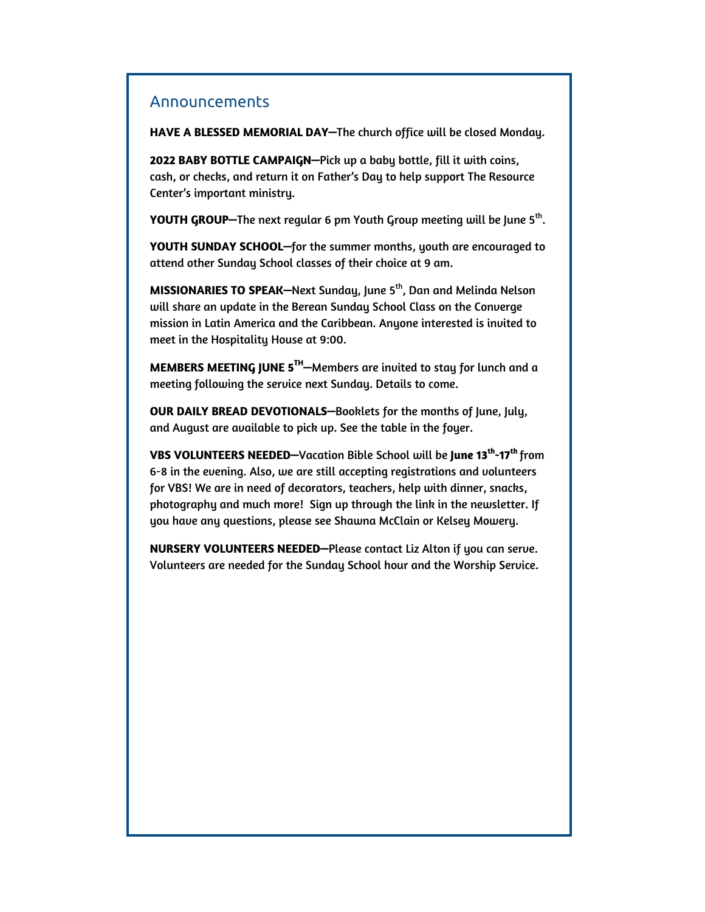## Announcements

**HAVE A BLESSED MEMORIAL DAY**—The church office will be closed Monday.

**2022 BABY BOTTLE CAMPAIGN**—Pick up a baby bottle, fill it with coins, cash, or checks, and return it on Father's Day to help support The Resource Center's important ministry.

**YOUTH GROUP**—The next regular 6 pm Youth Group meeting will be June 5th.

**YOUTH SUNDAY SCHOOL**—for the summer months, youth are encouraged to attend other Sunday School classes of their choice at 9 am.

**MISSIONARIES TO SPEAK**—Next Sunday, June 5th, Dan and Melinda Nelson will share an update in the Berean Sunday School Class on the Converge mission in Latin America and the Caribbean. Anyone interested is invited to meet in the Hospitality House at 9:00.

**MEMBERS MEETING JUNE 5TH**—Members are invited to stay for lunch and a meeting following the service next Sunday. Details to come.

**OUR DAILY BREAD DEVOTIONALS**—Booklets for the months of June, July, and August are available to pick up. See the table in the foyer.

**VBS VOLUNTEERS NEEDED**—Vacation Bible School will be **June 13th-17th** from 6-8 in the evening. Also, we are still accepting registrations and volunteers for VBS! We are in need of decorators, teachers, help with dinner, snacks, photography and much more! Sign up through the link in the newsletter. If you have any questions, please see Shawna McClain or Kelsey Mowery.

**NURSERY VOLUNTEERS NEEDED**—Please contact Liz Alton if you can serve. Volunteers are needed for the Sunday School hour and the Worship Service.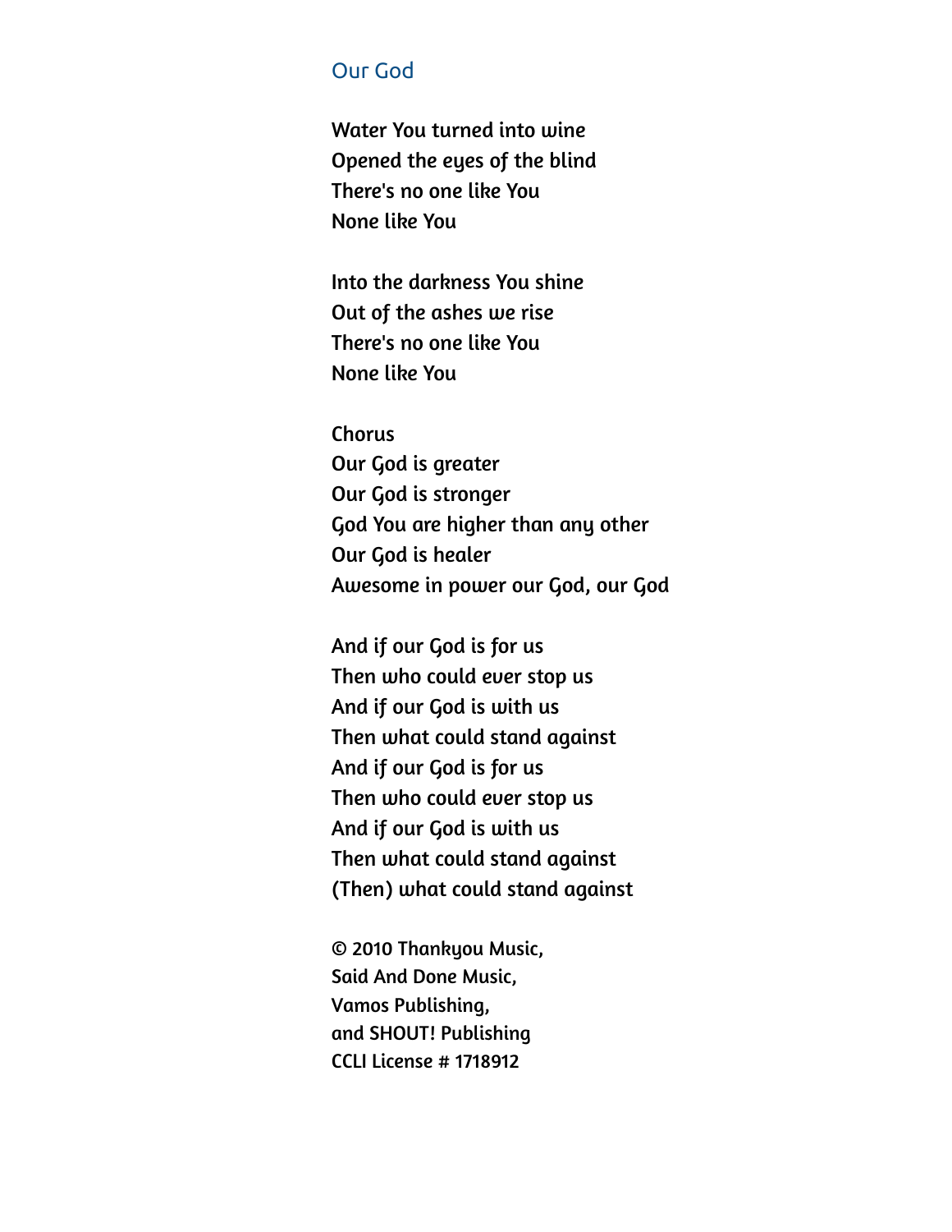## Our God

Water You turned into wine
Opened the eyes of the blind
There's no one like You
None like You

Into the darkness You shine
Out of the ashes we rise
There's no one like You
None like You

Chorus
Our God is greater
Our God is stronger
God You are higher than any other
Our God is healer
Awesome in power our God, our God

And if our God is for us
Then who could ever stop us
And if our God is with us
Then what could stand against
And if our God is for us
Then who could ever stop us
And if our God is with us
Then what could stand against
(Then) what could stand against

© 2010 Thankyou Music,
Said And Done Music,
Vamos Publishing,
and SHOUT! Publishing
CCLI License # 1718912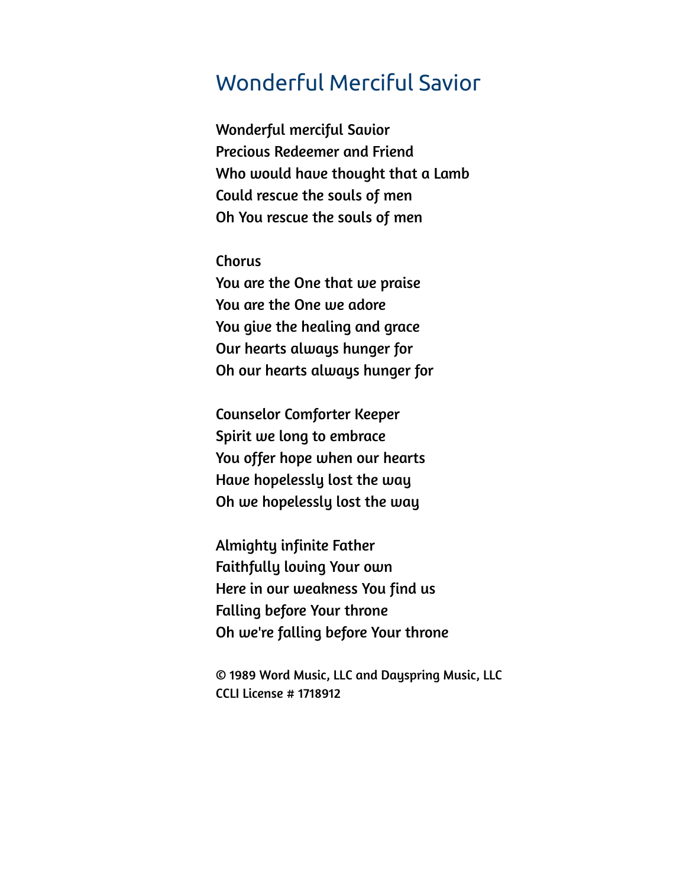# Wonderful Merciful Savior

Wonderful merciful Savior
Precious Redeemer and Friend
Who would have thought that a Lamb
Could rescue the souls of men
Oh You rescue the souls of men

Chorus
You are the One that we praise
You are the One we adore
You give the healing and grace
Our hearts always hunger for
Oh our hearts always hunger for

Counselor Comforter Keeper
Spirit we long to embrace
You offer hope when our hearts
Have hopelessly lost the way
Oh we hopelessly lost the way

Almighty infinite Father
Faithfully loving Your own
Here in our weakness You find us
Falling before Your throne
Oh we're falling before Your throne

© 1989 Word Music, LLC and Dayspring Music, LLC
CCLI License # 1718912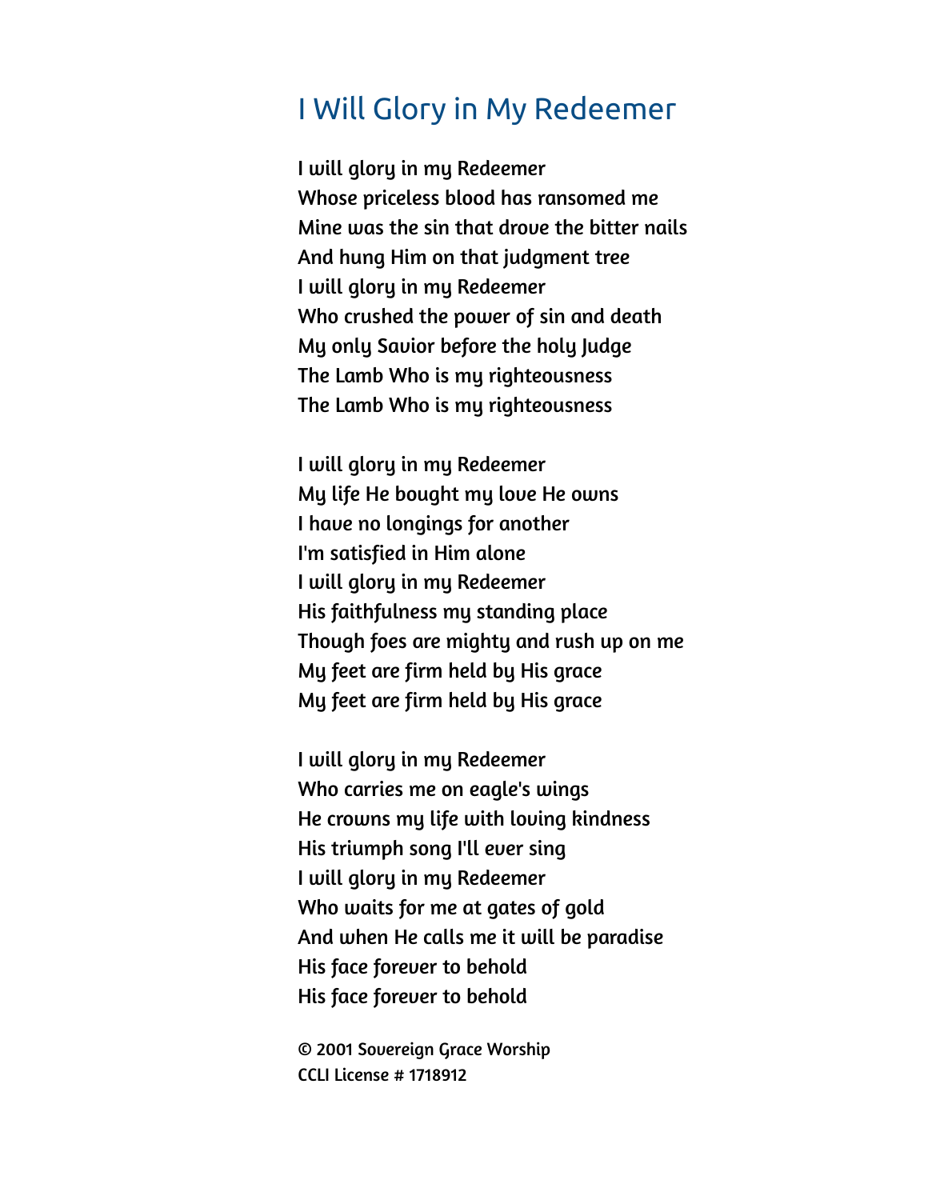# I Will Glory in My Redeemer

I will glory in my Redeemer
Whose priceless blood has ransomed me
Mine was the sin that drove the bitter nails
And hung Him on that judgment tree
I will glory in my Redeemer
Who crushed the power of sin and death
My only Savior before the holy Judge
The Lamb Who is my righteousness
The Lamb Who is my righteousness

I will glory in my Redeemer
My life He bought my love He owns
I have no longings for another
I'm satisfied in Him alone
I will glory in my Redeemer
His faithfulness my standing place
Though foes are mighty and rush up on me
My feet are firm held by His grace
My feet are firm held by His grace

I will glory in my Redeemer
Who carries me on eagle's wings
He crowns my life with loving kindness
His triumph song I'll ever sing
I will glory in my Redeemer
Who waits for me at gates of gold
And when He calls me it will be paradise
His face forever to behold
His face forever to behold

© 2001 Sovereign Grace Worship
CCLI License # 1718912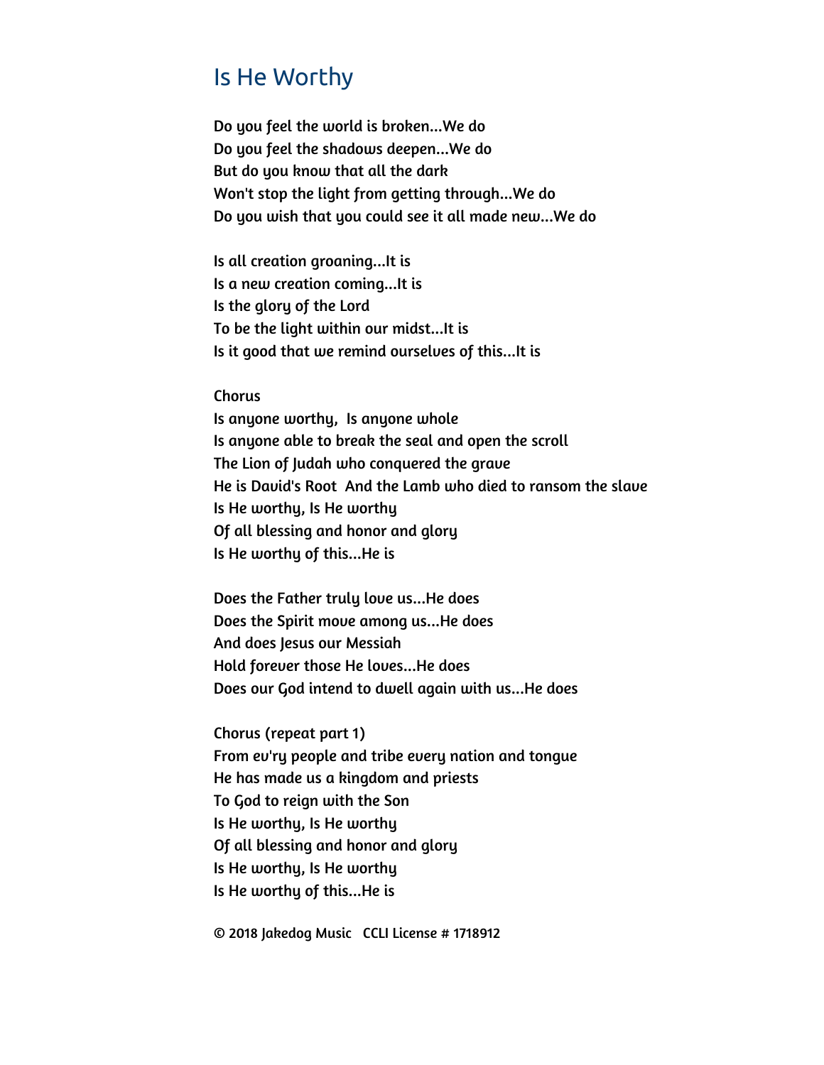# Is He Worthy

Do you feel the world is broken...We do
Do you feel the shadows deepen...We do
But do you know that all the dark
Won't stop the light from getting through...We do
Do you wish that you could see it all made new...We do

Is all creation groaning...It is
Is a new creation coming...It is
Is the glory of the Lord
To be the light within our midst...It is
Is it good that we remind ourselves of this...It is

Chorus
Is anyone worthy, Is anyone whole
Is anyone able to break the seal and open the scroll
The Lion of Judah who conquered the grave
He is David's Root And the Lamb who died to ransom the slave
Is He worthy, Is He worthy
Of all blessing and honor and glory
Is He worthy of this...He is

Does the Father truly love us...He does
Does the Spirit move among us...He does
And does Jesus our Messiah
Hold forever those He loves...He does
Does our God intend to dwell again with us...He does

Chorus (repeat part 1)
From ev'ry people and tribe every nation and tongue
He has made us a kingdom and priests
To God to reign with the Son
Is He worthy, Is He worthy
Of all blessing and honor and glory
Is He worthy, Is He worthy
Is He worthy of this...He is

© 2018 Jakedog Music CCLI License # 1718912